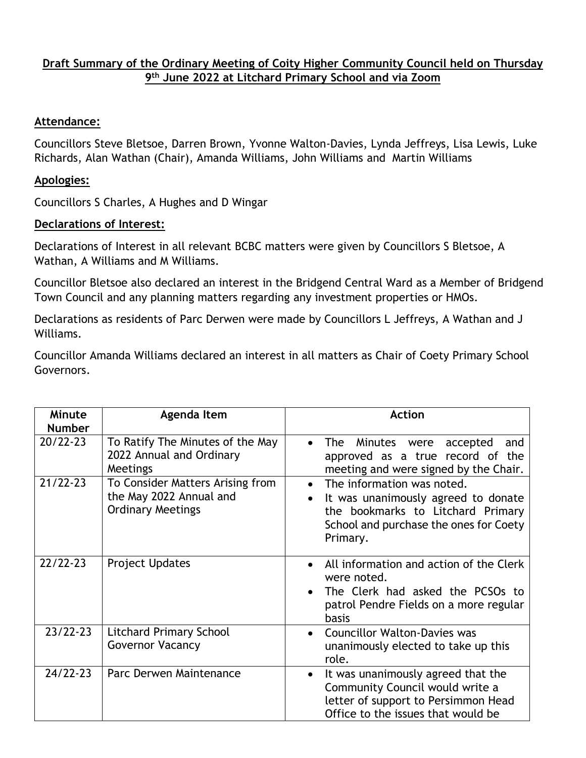**Draft Summary of the Ordinary Meeting of Coity Higher Community Council held on Thursday 9th June 2022 at Litchard Primary School and via Zoom**

**Attendance:**

Councillors Steve Bletsoe, Darren Brown, Yvonne Walton-Davies, Lynda Jeffreys, Lisa Lewis, Luke Richards, Alan Wathan (Chair), Amanda Williams, John Williams and Martin Williams

**Apologies:**

Councillors S Charles, A Hughes and D Wingar

**Declarations of Interest:**

Declarations of Interest in all relevant BCBC matters were given by Councillors S Bletsoe, A Wathan, A Williams and M Williams.

Councillor Bletsoe also declared an interest in the Bridgend Central Ward as a Member of Bridgend Town Council and any planning matters regarding any investment properties or HMOs.

Declarations as residents of Parc Derwen were made by Councillors L Jeffreys, A Wathan and J Williams.

Councillor Amanda Williams declared an interest in all matters as Chair of Coety Primary School Governors.

| Minute Number | Agenda Item | Action |
|---|---|---|
| 20/22-23 | To Ratify The Minutes of the May 2022 Annual and Ordinary Meetings | • The Minutes were accepted and approved as a true record of the meeting and were signed by the Chair. |
| 21/22-23 | To Consider Matters Arising from the May 2022 Annual and Ordinary Meetings | • The information was noted.<br>• It was unanimously agreed to donate the bookmarks to Litchard Primary School and purchase the ones for Coety Primary. |
| 22/22-23 | Project Updates | • All information and action of the Clerk were noted.<br>• The Clerk had asked the PCSOs to patrol Pendre Fields on a more regular basis |
| 23/22-23 | Litchard Primary School Governor Vacancy | • Councillor Walton-Davies was unanimously elected to take up this role. |
| 24/22-23 | Parc Derwen Maintenance | • It was unanimously agreed that the Community Council would write a letter of support to Persimmon Head Office to the issues that would be |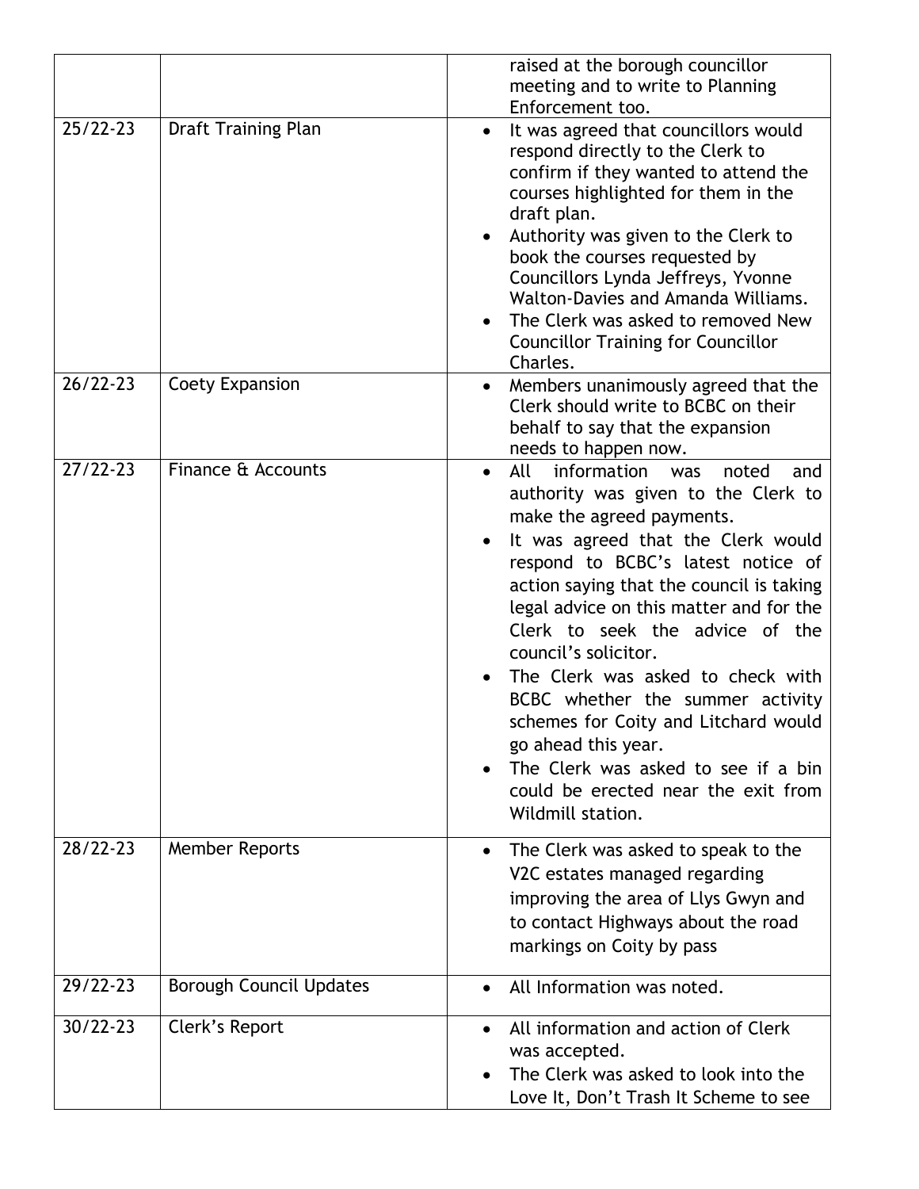| | | |
|---|---|---|
| | | raised at the borough councillor meeting and to write to Planning Enforcement too. |
| 25/22-23 | Draft Training Plan | • It was agreed that councillors would respond directly to the Clerk to confirm if they wanted to attend the courses highlighted for them in the draft plan.<br>• Authority was given to the Clerk to book the courses requested by Councillors Lynda Jeffreys, Yvonne Walton-Davies and Amanda Williams.<br>• The Clerk was asked to removed New Councillor Training for Councillor Charles. |
| 26/22-23 | Coety Expansion | • Members unanimously agreed that the Clerk should write to BCBC on their behalf to say that the expansion needs to happen now. |
| 27/22-23 | Finance & Accounts | • All information was noted and authority was given to the Clerk to make the agreed payments.<br>• It was agreed that the Clerk would respond to BCBC's latest notice of action saying that the council is taking legal advice on this matter and for the Clerk to seek the advice of the council's solicitor.<br>• The Clerk was asked to check with BCBC whether the summer activity schemes for Coity and Litchard would go ahead this year.<br>• The Clerk was asked to see if a bin could be erected near the exit from Wildmill station. |
| 28/22-23 | Member Reports | • The Clerk was asked to speak to the V2C estates managed regarding improving the area of Llys Gwyn and to contact Highways about the road markings on Coity by pass |
| 29/22-23 | Borough Council Updates | • All Information was noted. |
| 30/22-23 | Clerk's Report | • All information and action of Clerk was accepted.<br>• The Clerk was asked to look into the Love It, Don't Trash It Scheme to see |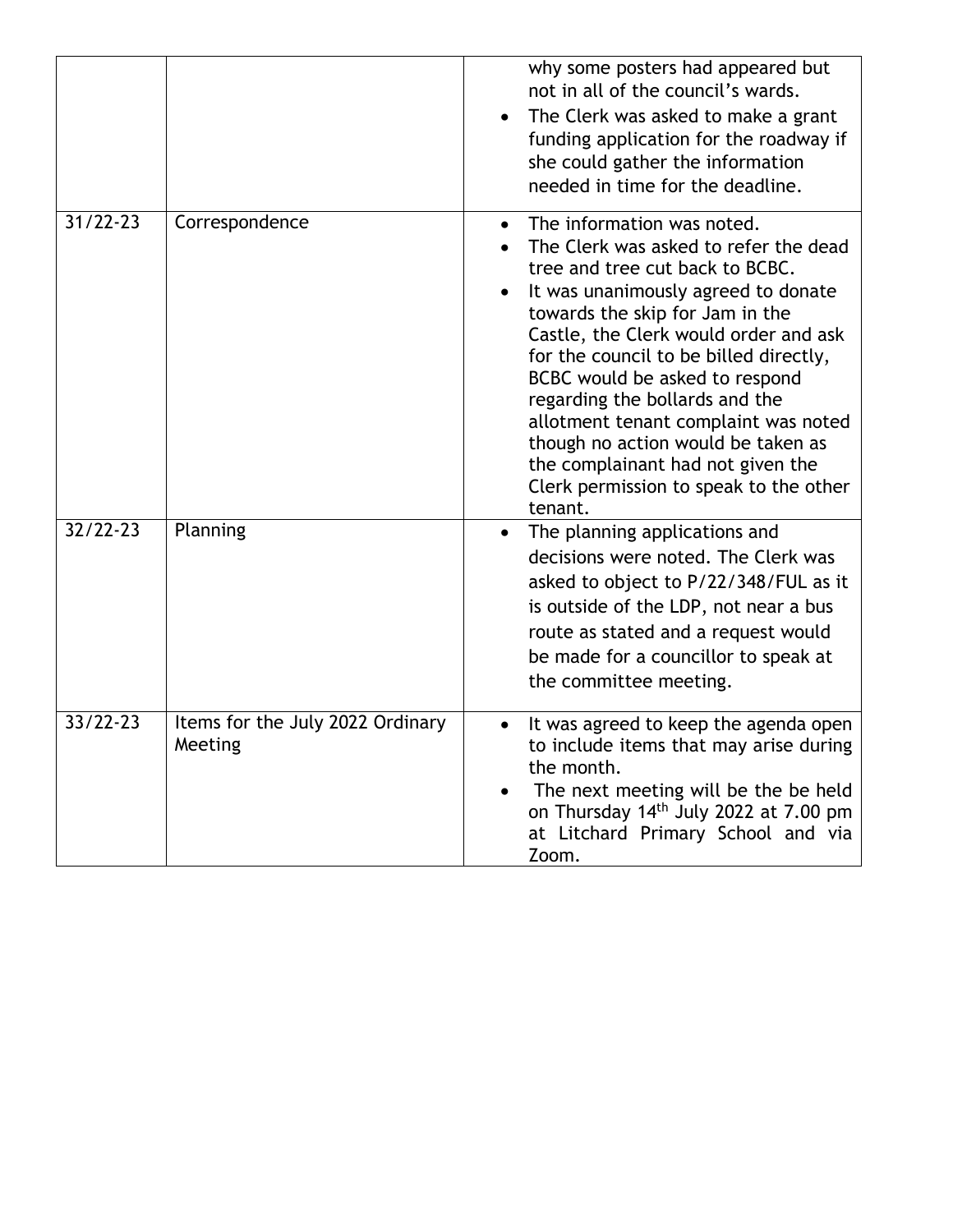| | | |
|---|---|---|
| | | why some posters had appeared but not in all of the council's wards.<br>• The Clerk was asked to make a grant funding application for the roadway if she could gather the information needed in time for the deadline. |
| 31/22-23 | Correspondence | • The information was noted.<br>• The Clerk was asked to refer the dead tree and tree cut back to BCBC.<br>• It was unanimously agreed to donate towards the skip for Jam in the Castle, the Clerk would order and ask for the council to be billed directly, BCBC would be asked to respond regarding the bollards and the allotment tenant complaint was noted though no action would be taken as the complainant had not given the Clerk permission to speak to the other tenant. |
| 32/22-23 | Planning | • The planning applications and decisions were noted. The Clerk was asked to object to P/22/348/FUL as it is outside of the LDP, not near a bus route as stated and a request would be made for a councillor to speak at the committee meeting. |
| 33/22-23 | Items for the July 2022 Ordinary Meeting | • It was agreed to keep the agenda open to include items that may arise during the month.<br>• The next meeting will be the be held on Thursday 14th July 2022 at 7.00 pm at Litchard Primary School and via Zoom. |